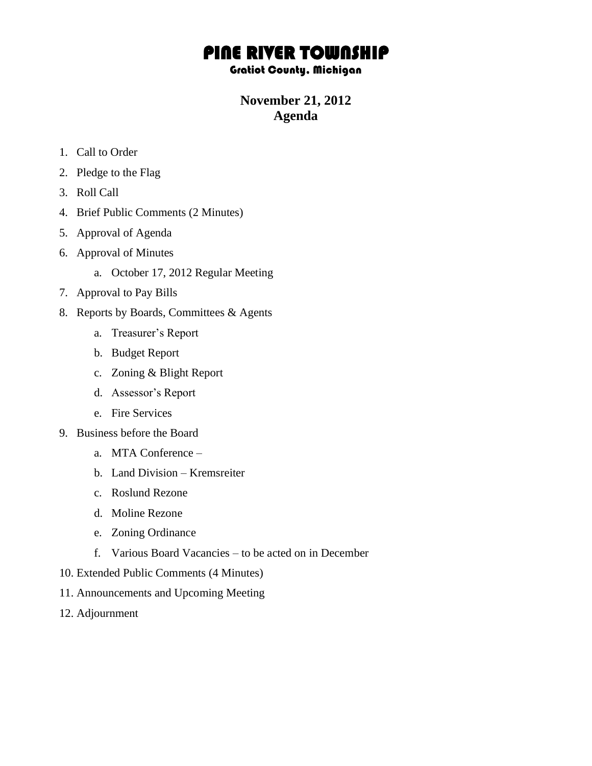# PINE RIVER TOWNSHIP

### Gratiot County, Michigan

## November 21, 2012
## Agenda

1. Call to Order
2. Pledge to the Flag
3. Roll Call
4. Brief Public Comments (2 Minutes)
5. Approval of Agenda
6. Approval of Minutes
   a. October 17, 2012 Regular Meeting
7. Approval to Pay Bills
8. Reports by Boards, Committees & Agents
   a. Treasurer's Report
   b. Budget Report
   c. Zoning & Blight Report
   d. Assessor's Report
   e. Fire Services
9. Business before the Board
   a. MTA Conference –
   b. Land Division – Kremsreiter
   c. Roslund Rezone
   d. Moline Rezone
   e. Zoning Ordinance
   f. Various Board Vacancies – to be acted on in December
10. Extended Public Comments (4 Minutes)
11. Announcements and Upcoming Meeting
12. Adjournment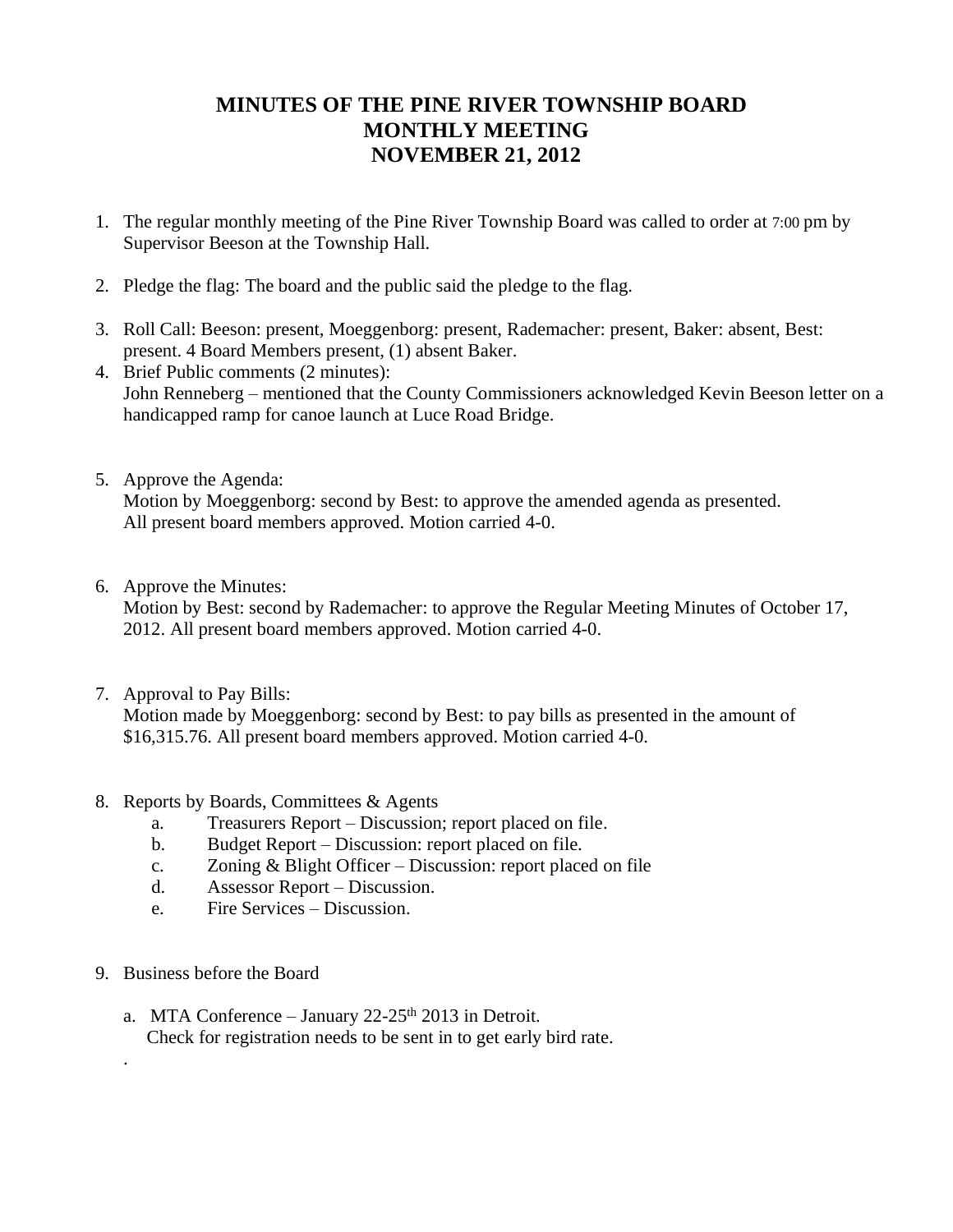# MINUTES OF THE PINE RIVER TOWNSHIP BOARD
# MONTHLY MEETING
# NOVEMBER 21, 2012

1. The regular monthly meeting of the Pine River Township Board was called to order at 7:00 pm by Supervisor Beeson at the Township Hall.

2. Pledge the flag: The board and the public said the pledge to the flag.

3. Roll Call: Beeson: present, Moeggenborg: present, Rademacher: present, Baker: absent, Best: present. 4 Board Members present, (1) absent Baker.

4. Brief Public comments (2 minutes):
   John Renneberg – mentioned that the County Commissioners acknowledged Kevin Beeson letter on a handicapped ramp for canoe launch at Luce Road Bridge.

5. Approve the Agenda:
   Motion by Moeggenborg: second by Best: to approve the amended agenda as presented. All present board members approved. Motion carried 4-0.

6. Approve the Minutes:
   Motion by Best: second by Rademacher: to approve the Regular Meeting Minutes of October 17, 2012. All present board members approved. Motion carried 4-0.

7. Approval to Pay Bills:
   Motion made by Moeggenborg: second by Best: to pay bills as presented in the amount of $16,315.76. All present board members approved. Motion carried 4-0.

8. Reports by Boards, Committees & Agents
   a. Treasurers Report – Discussion; report placed on file.
   b. Budget Report – Discussion: report placed on file.
   c. Zoning & Blight Officer – Discussion: report placed on file
   d. Assessor Report – Discussion.
   e. Fire Services – Discussion.

9. Business before the Board

   a. MTA Conference – January 22-25th 2013 in Detroit.
      Check for registration needs to be sent in to get early bird rate.

.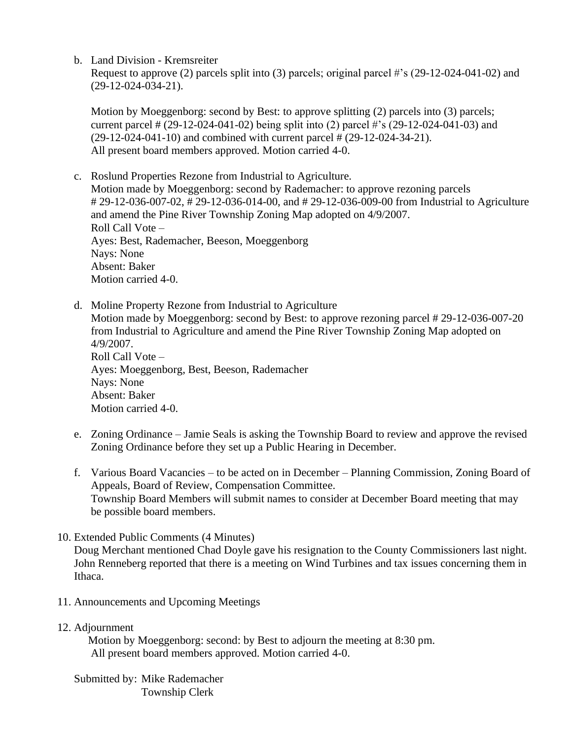b. Land Division - Kremsreiter
   Request to approve (2) parcels split into (3) parcels; original parcel #'s (29-12-024-041-02) and (29-12-024-034-21).

   Motion by Moeggenborg: second by Best: to approve splitting (2) parcels into (3) parcels; current parcel # (29-12-024-041-02) being split into (2) parcel #'s (29-12-024-041-03) and (29-12-024-041-10) and combined with current parcel # (29-12-024-34-21).
   All present board members approved. Motion carried 4-0.

c. Roslund Properties Rezone from Industrial to Agriculture.
   Motion made by Moeggenborg: second by Rademacher: to approve rezoning parcels # 29-12-036-007-02, # 29-12-036-014-00, and # 29-12-036-009-00 from Industrial to Agriculture and amend the Pine River Township Zoning Map adopted on 4/9/2007.
   Roll Call Vote –
   Ayes: Best, Rademacher, Beeson, Moeggenborg
   Nays: None
   Absent: Baker
   Motion carried 4-0.

d. Moline Property Rezone from Industrial to Agriculture
   Motion made by Moeggenborg: second by Best: to approve rezoning parcel # 29-12-036-007-20 from Industrial to Agriculture and amend the Pine River Township Zoning Map adopted on 4/9/2007.
   Roll Call Vote –
   Ayes: Moeggenborg, Best, Beeson, Rademacher
   Nays: None
   Absent: Baker
   Motion carried 4-0.

e. Zoning Ordinance – Jamie Seals is asking the Township Board to review and approve the revised Zoning Ordinance before they set up a Public Hearing in December.

f. Various Board Vacancies – to be acted on in December – Planning Commission, Zoning Board of Appeals, Board of Review, Compensation Committee.
   Township Board Members will submit names to consider at December Board meeting that may be possible board members.

10. Extended Public Comments (4 Minutes)
    Doug Merchant mentioned Chad Doyle gave his resignation to the County Commissioners last night. John Renneberg reported that there is a meeting on Wind Turbines and tax issues concerning them in Ithaca.

11. Announcements and Upcoming Meetings

12. Adjournment
    Motion by Moeggenborg: second: by Best to adjourn the meeting at 8:30 pm.
    All present board members approved. Motion carried 4-0.

Submitted by: Mike Rademacher
Township Clerk